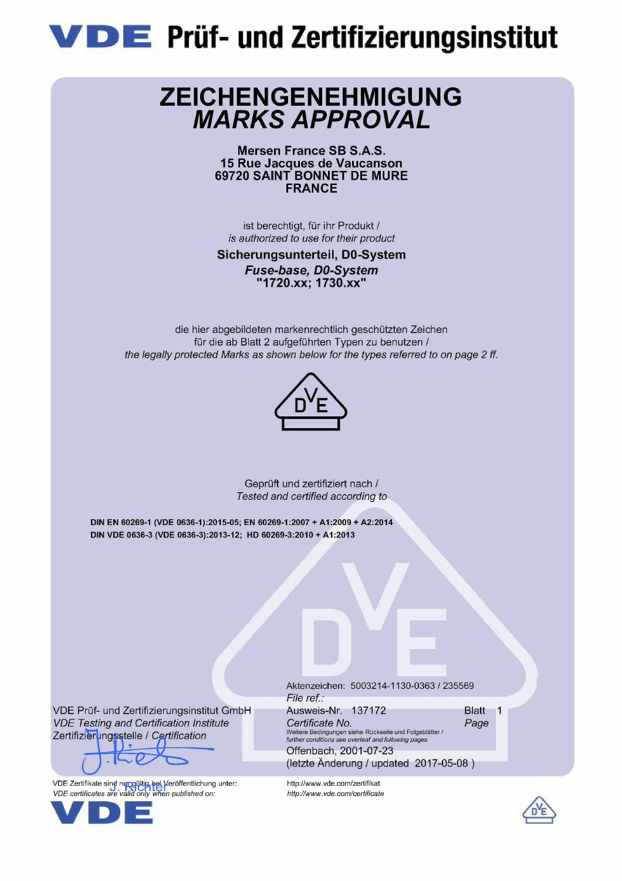# VDE Prüf- und Zertifizierungsinstitut

## ZEICHENGENEHMIGUNG
## *MARKS APPROVAL*

**Mersen France SB S.A.S.**
**15 Rue Jacques de Vaucanson**
**69720 SAINT BONNET DE MURE**
**FRANCE**

ist berechtigt, für ihr Produkt /
*is authorized to use for their product*

**Sicherungsunterteil, D0-System**
***Fuse-base, D0-System***
**"1720.xx; 1730.xx"**

die hier abgebildeten markenrechtlich geschützten Zeichen
für die ab Blatt 2 aufgeführten Typen zu benutzen /
*the legally protected Marks as shown below for the types referred to on page 2 ff.*

Geprüft und zertifiziert nach /
*Tested and certified according to*

**DIN EN 60269-1 (VDE 0636-1):2015-05; EN 60269-1:2007 + A1:2009 + A2:2014**
**DIN VDE 0636-3 (VDE 0636-3):2013-12; HD 60269-3:2010 + A1:2013**

Aktenzeichen: 5003214-1130-0363 / 235569
*File ref.:*
Ausweis-Nr. 137172 — Blatt 1
*Certificate No.* — *Page*
Weitere Bedingungen siehe Rückseite und Folgeblätter /
*further conditions see overleaf and following pages*
Offenbach, 2001-07-23
(letzte Änderung / updated 2017-05-08 )

VDE Prüf- und Zertifizierungsinstitut GmbH
*VDE Testing and Certification Institute*
Zertifizierungsstelle / *Certification*

J. Richter

VDE Zertifikate sind nur gültig bei Veröffentlichung unter: http://www.vde.com/zertifikat
*VDE certificates are valid only when published on: http://www.vde.com/certificate*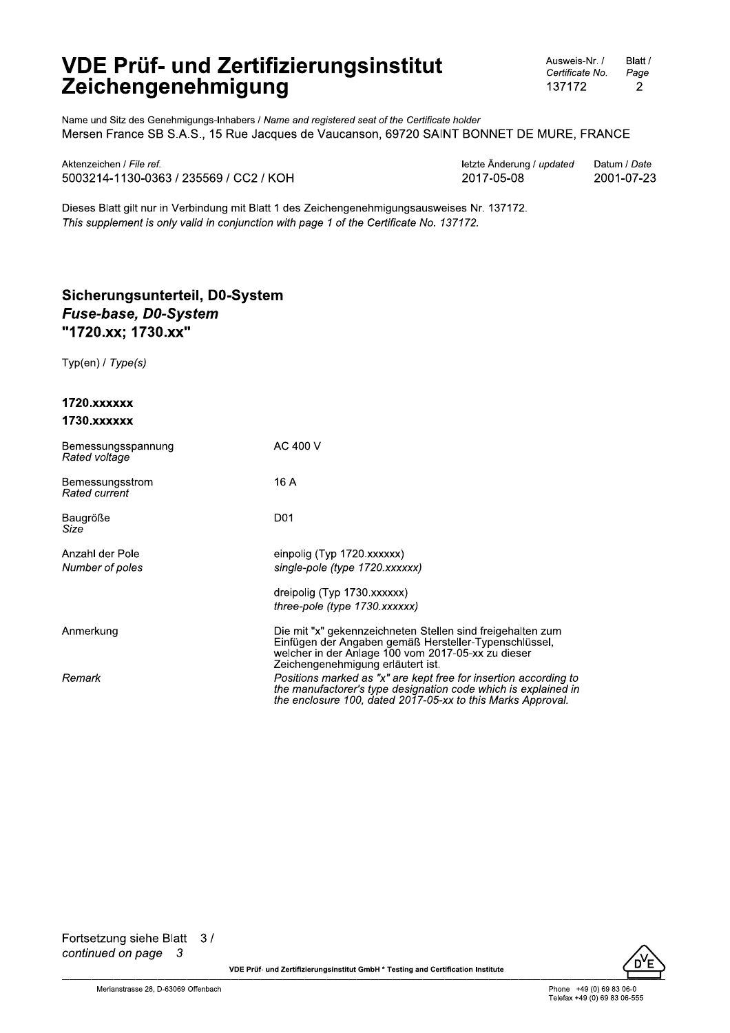# VDE Prüf- und Zertifizierungsinstitut Zeichengenehmigung

| Ausweis-Nr. / *Certificate No.* | Blatt / *Page* |
|---|---|
| 137172 | 2 |

Name und Sitz des Genehmigungs-Inhabers / *Name and registered seat of the Certificate holder*
Mersen France SB S.A.S., 15 Rue Jacques de Vaucanson, 69720 SAINT BONNET DE MURE, FRANCE

| Aktenzeichen / *File ref.* | letzte Änderung / *updated* | Datum / *Date* |
|---|---|---|
| 5003214-1130-0363 / 235569 / CC2 / KOH | 2017-05-08 | 2001-07-23 |

Dieses Blatt gilt nur in Verbindung mit Blatt 1 des Zeichengenehmigungsausweises Nr. 137172.
*This supplement is only valid in conjunction with page 1 of the Certificate No. 137172.*

## Sicherungsunterteil, D0-System
## *Fuse-base, D0-System*
## "1720.xx; 1730.xx"

Typ(en) / *Type(s)*

**1720.xxxxxx**
**1730.xxxxxx**

| | |
|---|---|
| Bemessungsspannung<br>*Rated voltage* | AC 400 V |
| Bemessungsstrom<br>*Rated current* | 16 A |
| Baugröße<br>*Size* | D01 |
| Anzahl der Pole<br>*Number of poles* | einpolig (Typ 1720.xxxxxx)<br>*single-pole (type 1720.xxxxxx)*<br><br>dreipolig (Typ 1730.xxxxxx)<br>*three-pole (type 1730.xxxxxx)* |
| Anmerkung | Die mit "x" gekennzeichneten Stellen sind freigehalten zum Einfügen der Angaben gemäß Hersteller-Typenschlüssel, welcher in der Anlage 100 vom 2017-05-xx zu dieser Zeichengenehmigung erläutert ist. |
| *Remark* | *Positions marked as "x" are kept free for insertion according to the manufactorer's type designation code which is explained in the enclosure 100, dated 2017-05-xx to this Marks Approval.* |

Fortsetzung siehe Blatt 3 /
*continued on page 3*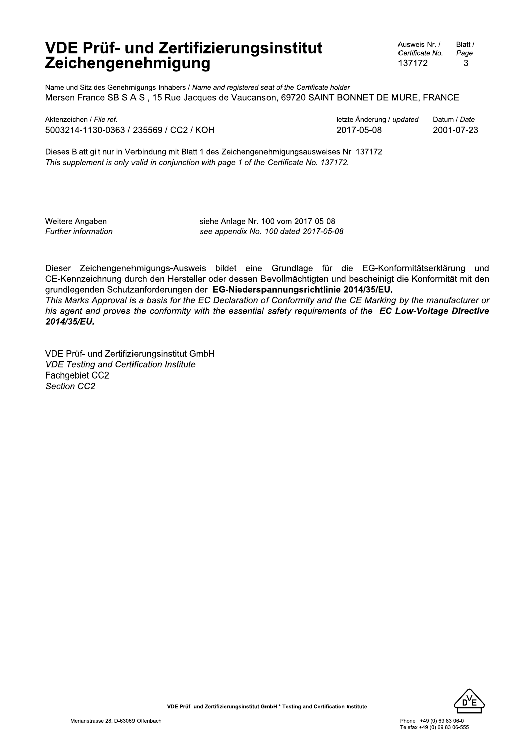# VDE Prüf- und Zertifizierungsinstitut Zeichengenehmigung

| Ausweis-Nr. / *Certificate No.* | Blatt / *Page* |
|---|---|
| 137172 | 3 |

Name und Sitz des Genehmigungs-Inhabers / *Name and registered seat of the Certificate holder*
Mersen France SB S.A.S., 15 Rue Jacques de Vaucanson, 69720 SAINT BONNET DE MURE, FRANCE

| Aktenzeichen / *File ref.* | letzte Änderung / *updated* | Datum / *Date* |
|---|---|---|
| 5003214-1130-0363 / 235569 / CC2 / KOH | 2017-05-08 | 2001-07-23 |

Dieses Blatt gilt nur in Verbindung mit Blatt 1 des Zeichengenehmigungsausweises Nr. 137172.
*This supplement is only valid in conjunction with page 1 of the Certificate No. 137172.*

Weitere Angaben — siehe Anlage Nr. 100 vom 2017-05-08
*Further information — see appendix No. 100 dated 2017-05-08*

---

Dieser Zeichengenehmigungs-Ausweis bildet eine Grundlage für die EG-Konformitätserklärung und CE-Kennzeichnung durch den Hersteller oder dessen Bevollmächtigten und bescheinigt die Konformität mit den grundlegenden Schutzanforderungen der **EG-Niederspannungsrichtlinie 2014/35/EU.**
*This Marks Approval is a basis for the EC Declaration of Conformity and the CE Marking by the manufacturer or his agent and proves the conformity with the essential safety requirements of the* ***EC Low-Voltage Directive 2014/35/EU.***

VDE Prüf- und Zertifizierungsinstitut GmbH
*VDE Testing and Certification Institute*
Fachgebiet CC2
*Section CC2*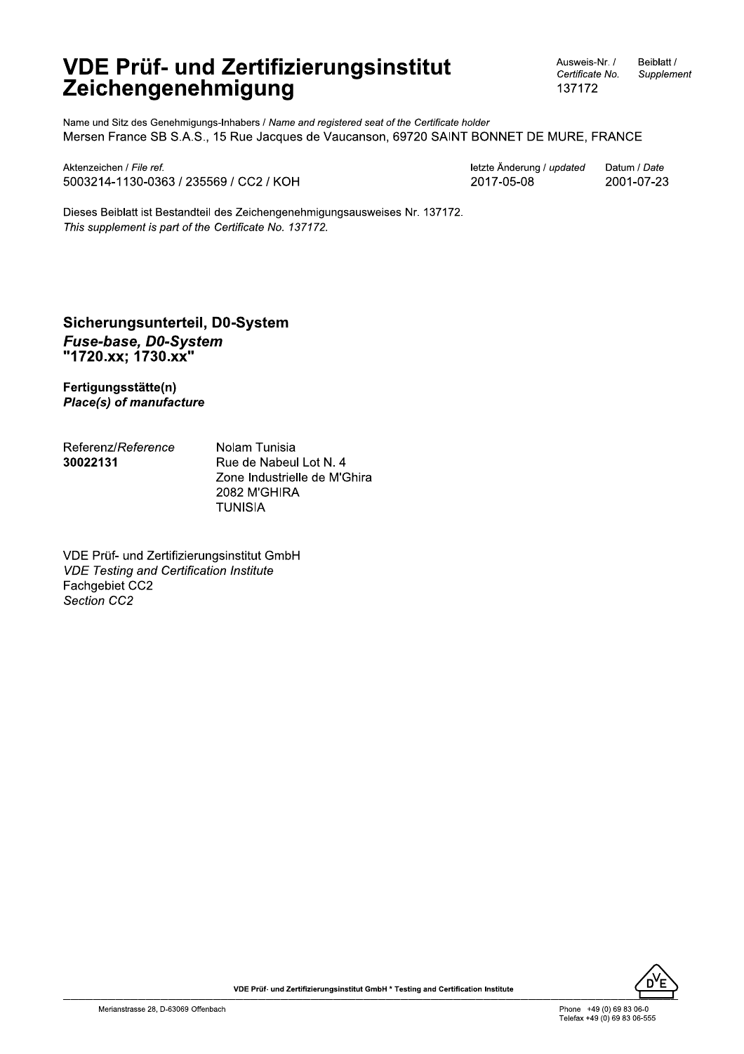# VDE Prüf- und Zertifizierungsinstitut Zeichengenehmigung

| Ausweis-Nr. / *Certificate No.* | Beiblatt / *Supplement* |
|---|---|
| 137172 | |

Name und Sitz des Genehmigungs-Inhabers / *Name and registered seat of the Certificate holder*
Mersen France SB S.A.S., 15 Rue Jacques de Vaucanson, 69720 SAINT BONNET DE MURE, FRANCE

| Aktenzeichen / *File ref.* | letzte Änderung / *updated* | Datum / *Date* |
|---|---|---|
| 5003214-1130-0363 / 235569 / CC2 / KOH | 2017-05-08 | 2001-07-23 |

Dieses Beiblatt ist Bestandteil des Zeichengenehmigungsausweises Nr. 137172.
*This supplement is part of the Certificate No. 137172.*

### Sicherungsunterteil, D0-System
### *Fuse-base, D0-System*
### "1720.xx; 1730.xx"

**Fertigungsstätte(n)**
***Place(s) of manufacture***

| Referenz/*Reference* | |
|---|---|
| **30022131** | Nolam Tunisia<br>Rue de Nabeul Lot N. 4<br>Zone Industrielle de M'Ghira<br>2082 M'GHIRA<br>TUNISIA |

VDE Prüf- und Zertifizierungsinstitut GmbH
*VDE Testing and Certification Institute*
Fachgebiet CC2
*Section CC2*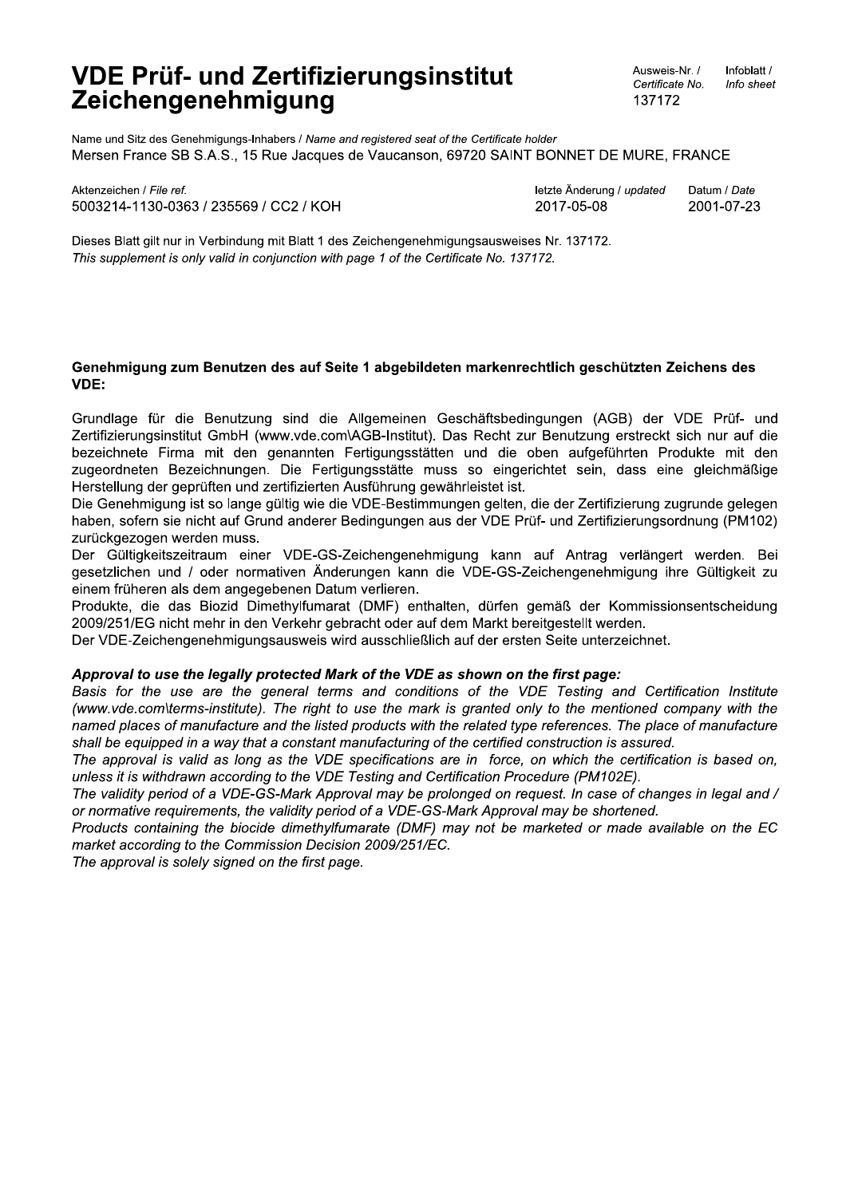# VDE Prüf- und Zertifizierungsinstitut Zeichengenehmigung

| Ausweis-Nr. / *Certificate No.* | Infoblatt / *Info sheet* |
| --- | --- |
| 137172 | |

Name und Sitz des Genehmigungs-Inhabers / *Name and registered seat of the Certificate holder*
Mersen France SB S.A.S., 15 Rue Jacques de Vaucanson, 69720 SAINT BONNET DE MURE, FRANCE

| Aktenzeichen / *File ref.* | letzte Änderung / *updated* | Datum / *Date* |
| --- | --- | --- |
| 5003214-1130-0363 / 235569 / CC2 / KOH | 2017-05-08 | 2001-07-23 |

Dieses Blatt gilt nur in Verbindung mit Blatt 1 des Zeichengenehmigungsausweises Nr. 137172.
*This supplement is only valid in conjunction with page 1 of the Certificate No. 137172.*

**Genehmigung zum Benutzen des auf Seite 1 abgebildeten markenrechtlich geschützten Zeichens des VDE:**

Grundlage für die Benutzung sind die Allgemeinen Geschäftsbedingungen (AGB) der VDE Prüf- und Zertifizierungsinstitut GmbH (www.vde.com\AGB-Institut). Das Recht zur Benutzung erstreckt sich nur auf die bezeichnete Firma mit den genannten Fertigungsstätten und die oben aufgeführten Produkte mit den zugeordneten Bezeichnungen. Die Fertigungsstätte muss so eingerichtet sein, dass eine gleichmäßige Herstellung der geprüften und zertifizierten Ausführung gewährleistet ist.
Die Genehmigung ist so lange gültig wie die VDE-Bestimmungen gelten, die der Zertifizierung zugrunde gelegen haben, sofern sie nicht auf Grund anderer Bedingungen aus der VDE Prüf- und Zertifizierungsordnung (PM102) zurückgezogen werden muss.
Der Gültigkeitszeitraum einer VDE-GS-Zeichengenehmigung kann auf Antrag verlängert werden. Bei gesetzlichen und / oder normativen Änderungen kann die VDE-GS-Zeichengenehmigung ihre Gültigkeit zu einem früheren als dem angegebenen Datum verlieren.
Produkte, die das Biozid Dimethylfumarat (DMF) enthalten, dürfen gemäß der Kommissionsentscheidung 2009/251/EG nicht mehr in den Verkehr gebracht oder auf dem Markt bereitgestellt werden.
Der VDE-Zeichengenehmigungsausweis wird ausschließlich auf der ersten Seite unterzeichnet.

***Approval to use the legally protected Mark of the VDE as shown on the first page:***

*Basis for the use are the general terms and conditions of the VDE Testing and Certification Institute (www.vde.com\terms-institute). The right to use the mark is granted only to the mentioned company with the named places of manufacture and the listed products with the related type references. The place of manufacture shall be equipped in a way that a constant manufacturing of the certified construction is assured.*
*The approval is valid as long as the VDE specifications are in force, on which the certification is based on, unless it is withdrawn according to the VDE Testing and Certification Procedure (PM102E).*
*The validity period of a VDE-GS-Mark Approval may be prolonged on request. In case of changes in legal and / or normative requirements, the validity period of a VDE-GS-Mark Approval may be shortened.*
*Products containing the biocide dimethylfumarate (DMF) may not be marketed or made available on the EC market according to the Commission Decision 2009/251/EC.*
*The approval is solely signed on the first page.*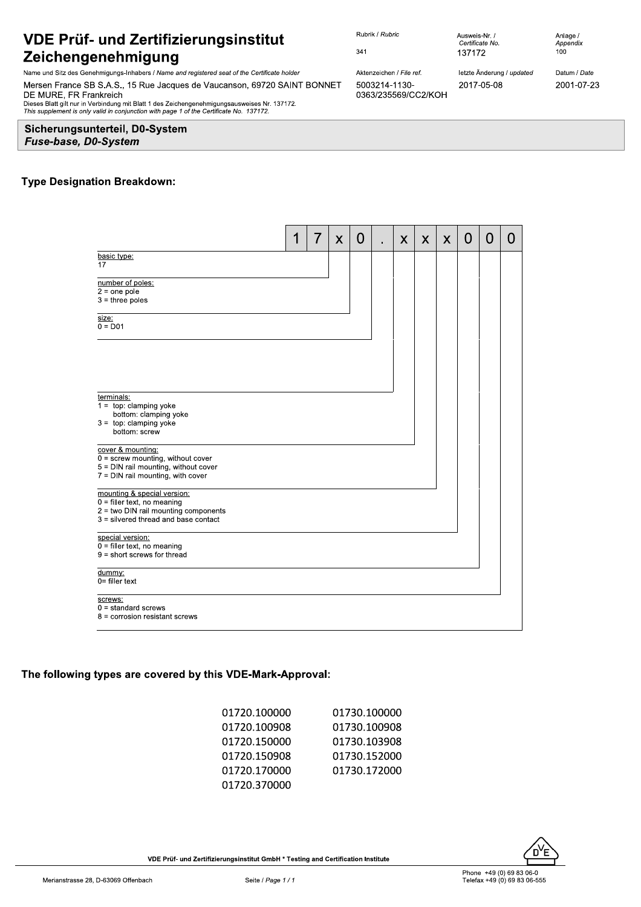# VDE Prüf- und Zertifizierungsinstitut Zeichengenehmigung

| Rubrik / *Rubric* | Ausweis-Nr. / *Certificate No.* | Anlage / *Appendix* |
|---|---|---|
| 341 | 137172 | 100 |

Name und Sitz des Genehmigungs-Inhabers / *Name and registered seat of the Certificate holder*

Mersen France SB S.A.S., 15 Rue Jacques de Vaucanson, 69720 SAINT BONNET DE MURE, FR Frankreich

Dieses Blatt gilt nur in Verbindung mit Blatt 1 des Zeichengenehmigungsausweises Nr. 137172.
*This supplement is only valid in conjunction with page 1 of the Certificate No. 137172.*

| Aktenzeichen / *File ref.* | letzte Änderung / *updated* | Datum / *Date* |
|---|---|---|
| 5003214-1130-0363/235569/CC2/KOH | 2017-05-08 | 2001-07-23 |

**Sicherungsunterteil, D0-System**
***Fuse-base, D0-System***

## Type Designation Breakdown:

| 1 | 7 | x | 0 | . | x | x | x | 0 | 0 | 0 |
|---|---|---|---|---|---|---|---|---|---|---|

basic type:
17

number of poles:
2 = one pole
3 = three poles

size:
0 = D01

terminals:
1 = top: clamping yoke
bottom: clamping yoke
3 = top: clamping yoke
bottom: screw

cover & mounting:
0 = screw mounting, without cover
5 = DIN rail mounting, without cover
7 = DIN rail mounting, with cover

mounting & special version:
0 = filler text, no meaning
2 = two DIN rail mounting components
3 = silvered thread and base contact

special version:
0 = filler text, no meaning
9 = short screws for thread

dummy:
0= filler text

screws:
0 = standard screws
8 = corrosion resistant screws

## The following types are covered by this VDE-Mark-Approval:

| | |
|---|---|
| 01720.100000 | 01730.100000 |
| 01720.100908 | 01730.100908 |
| 01720.150000 | 01730.103908 |
| 01720.150908 | 01730.152000 |
| 01720.170000 | 01730.172000 |
| 01720.370000 | |